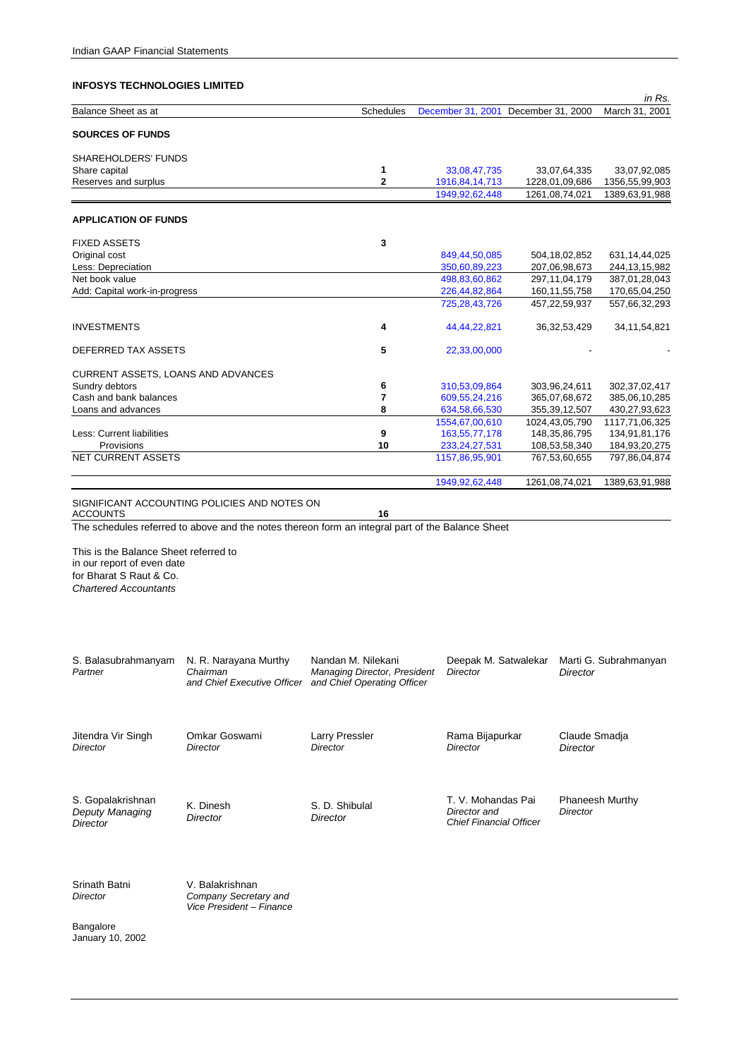# INFOSYS TECHNOLOGIES LIMITED

*in Rs.*

| Balance Sheet as at | Schedules | December 31, 2001 | December 31, 2000 | March 31, 2001 |
|---|---|---|---|---|
| **SOURCES OF FUNDS** | | | | |
| SHAREHOLDERS' FUNDS | | | | |
| Share capital | 1 | 33,08,47,735 | 33,07,64,335 | 33,07,92,085 |
| Reserves and surplus | 2 | 1916,84,14,713 | 1228,01,09,686 | 1356,55,99,903 |
| | | 1949,92,62,448 | 1261,08,74,021 | 1389,63,91,988 |
| **APPLICATION OF FUNDS** | | | | |
| FIXED ASSETS | 3 | | | |
| Original cost | | 849,44,50,085 | 504,18,02,852 | 631,14,44,025 |
| Less: Depreciation | | 350,60,89,223 | 207,06,98,673 | 244,13,15,982 |
| Net book value | | 498,83,60,862 | 297,11,04,179 | 387,01,28,043 |
| Add: Capital work-in-progress | | 226,44,82,864 | 160,11,55,758 | 170,65,04,250 |
| | | 725,28,43,726 | 457,22,59,937 | 557,66,32,293 |
| INVESTMENTS | 4 | 44,44,22,821 | 36,32,53,429 | 34,11,54,821 |
| DEFERRED TAX ASSETS | 5 | 22,33,00,000 | - | - |
| CURRENT ASSETS, LOANS AND ADVANCES | | | | |
| Sundry debtors | 6 | 310,53,09,864 | 303,96,24,611 | 302,37,02,417 |
| Cash and bank balances | 7 | 609,55,24,216 | 365,07,68,672 | 385,06,10,285 |
| Loans and advances | 8 | 634,58,66,530 | 355,39,12,507 | 430,27,93,623 |
| | | 1554,67,00,610 | 1024,43,05,790 | 1117,71,06,325 |
| Less: Current liabilities | 9 | 163,55,77,178 | 148,35,86,795 | 134,91,81,176 |
| Provisions | 10 | 233,24,27,531 | 108,53,58,340 | 184,93,20,275 |
| NET CURRENT ASSETS | | 1157,86,95,901 | 767,53,60,655 | 797,86,04,874 |
| | | 1949,92,62,448 | 1261,08,74,021 | 1389,63,91,988 |
| SIGNIFICANT ACCOUNTING POLICIES AND NOTES ON ACCOUNTS | 16 | | | |

The schedules referred to above and the notes thereon form an integral part of the Balance Sheet

This is the Balance Sheet referred to
in our report of even date
for Bharat S Raut & Co.
*Chartered Accountants*

| | | | | |
|---|---|---|---|---|
| S. Balasubrahmanyam<br>*Partner* | N. R. Narayana Murthy<br>*Chairman and Chief Executive Officer* | Nandan M. Nilekani<br>*Managing Director, President and Chief Operating Officer* | Deepak M. Satwalekar<br>*Director* | Marti G. Subrahmanyan<br>*Director* |
| Jitendra Vir Singh<br>*Director* | Omkar Goswami<br>*Director* | Larry Pressler<br>*Director* | Rama Bijapurkar<br>*Director* | Claude Smadja<br>*Director* |
| S. Gopalakrishnan<br>*Deputy Managing Director* | K. Dinesh<br>*Director* | S. D. Shibulal<br>*Director* | T. V. Mohandas Pai<br>*Director and Chief Financial Officer* | Phaneesh Murthy<br>*Director* |
| Srinath Batni<br>*Director* | V. Balakrishnan<br>*Company Secretary and Vice President – Finance* | | | |

Bangalore
January 10, 2002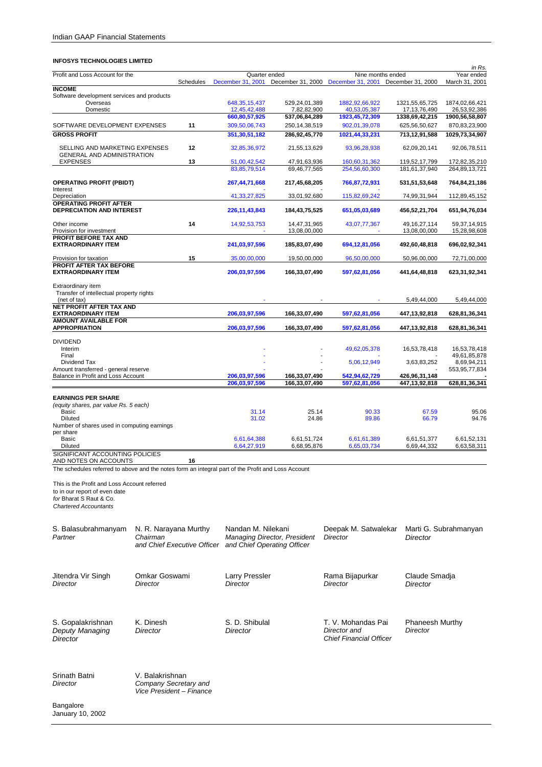Indian GAAP Financial Statements

**INFOSYS TECHNOLOGIES LIMITED**

*in Rs.*

| Profit and Loss Account for the | Schedules | Quarter ended December 31, 2001 | Quarter ended December 31, 2000 | Nine months ended December 31, 2001 | Nine months ended December 31, 2000 | Year ended March 31, 2001 |
|---|---|---|---|---|---|---|
| **INCOME** | | | | | | |
| Software development services and products | | | | | | |
| Overseas | | 648,35,15,437 | 529,24,01,389 | 1882,92,66,922 | 1321,55,65,725 | 1874,02,66,421 |
| Domestic | | 12,45,42,488 | 7,82,82,900 | 40,53,05,387 | 17,13,76,490 | 26,53,92,386 |
| | | 660,80,57,925 | 537,06,84,289 | 1923,45,72,309 | 1338,69,42,215 | 1900,56,58,807 |
| SOFTWARE DEVELOPMENT EXPENSES | 11 | 309,50,06,743 | 250,14,38,519 | 902,01,39,078 | 625,56,50,627 | 870,83,23,900 |
| **GROSS PROFIT** | | 351,30,51,182 | 286,92,45,770 | 1021,44,33,231 | 713,12,91,588 | 1029,73,34,907 |
| SELLING AND MARKETING EXPENSES | 12 | 32,85,36,972 | 21,55,13,629 | 93,96,28,938 | 62,09,20,141 | 92,06,78,511 |
| GENERAL AND ADMINISTRATION EXPENSES | 13 | 51,00,42,542 | 47,91,63,936 | 160,60,31,362 | 119,52,17,799 | 172,82,35,210 |
| | | 83,85,79,514 | 69,46,77,565 | 254,56,60,300 | 181,61,37,940 | 264,89,13,721 |
| **OPERATING PROFIT (PBIDT)** | | 267,44,71,668 | 217,45,68,205 | 766,87,72,931 | 531,51,53,648 | 764,84,21,186 |
| Interest | | - | - | - | - | - |
| Depreciation | | 41,33,27,825 | 33,01,92,680 | 115,82,69,242 | 74,99,31,944 | 112,89,45,152 |
| **OPERATING PROFIT AFTER DEPRECIATION AND INTEREST** | | 226,11,43,843 | 184,43,75,525 | 651,05,03,689 | 456,52,21,704 | 651,94,76,034 |
| Other income | 14 | 14,92,53,753 | 14,47,31,965 | 43,07,77,367 | 49,16,27,114 | 59,37,14,915 |
| Provision for investment | | - | 13,08,00,000 | - | 13,08,00,000 | 15,28,98,608 |
| **PROFIT BEFORE TAX AND EXTRAORDINARY ITEM** | | 241,03,97,596 | 185,83,07,490 | 694,12,81,056 | 492,60,48,818 | 696,02,92,341 |
| Provision for taxation | 15 | 35,00,00,000 | 19,50,00,000 | 96,50,00,000 | 50,96,00,000 | 72,71,00,000 |
| **PROFIT AFTER TAX BEFORE EXTRAORDINARY ITEM** | | 206,03,97,596 | 166,33,07,490 | 597,62,81,056 | 441,64,48,818 | 623,31,92,341 |
| Extraordinary item | | | | | | |
| Transfer of intellectual property rights (net of tax) | | - | - | - | 5,49,44,000 | 5,49,44,000 |
| **NET PROFIT AFTER TAX AND EXTRAORDINARY ITEM** | | 206,03,97,596 | 166,33,07,490 | 597,62,81,056 | 447,13,92,818 | 628,81,36,341 |
| **AMOUNT AVAILABLE FOR APPROPRIATION** | | 206,03,97,596 | 166,33,07,490 | 597,62,81,056 | 447,13,92,818 | 628,81,36,341 |
| DIVIDEND | | | | | | |
| Interim | | - | - | 49,62,05,378 | 16,53,78,418 | 16,53,78,418 |
| Final | | - | - | - | - | 49,61,85,878 |
| Dividend Tax | | - | - | 5,06,12,949 | 3,63,83,252 | 8,69,94,211 |
| Amount transferred - general reserve | | - | - | - | - | 553,95,77,834 |
| Balance in Profit and Loss Account | | 206,03,97,596 | 166,33,07,490 | 542,94,62,729 | 426,96,31,148 | - |
| | | 206,03,97,596 | 166,33,07,490 | 597,62,81,056 | 447,13,92,818 | 628,81,36,341 |
| **EARNINGS PER SHARE** | | | | | | |
| *(equity shares, par value Rs. 5 each)* | | | | | | |
| Basic | | 31.14 | 25.14 | 90.33 | 67.59 | 95.06 |
| Diluted | | 31.02 | 24.86 | 89.86 | 66.79 | 94.76 |
| Number of shares used in computing earnings per share | | | | | | |
| Basic | | 6,61,64,388 | 6,61,51,724 | 6,61,61,389 | 6,61,51,377 | 6,61,52,131 |
| Diluted | | 6,64,27,919 | 6,68,95,876 | 6,65,03,734 | 6,69,44,332 | 6,63,58,311 |
| SIGNIFICANT ACCOUNTING POLICIES AND NOTES ON ACCOUNTS | 16 | | | | | |

The schedules referred to above and the notes form an integral part of the Profit and Loss Account

This is the Profit and Loss Account referred to in our report of even date
*for* Bharat S Raut & Co.
*Chartered Accountants*

S. Balasubrahmanyam
*Partner*

N. R. Narayana Murthy
*Chairman and Chief Executive Officer*

Nandan M. Nilekani
*Managing Director, President and Chief Operating Officer*

Deepak M. Satwalekar
*Director*

Marti G. Subrahmanyan
*Director*

Jitendra Vir Singh
*Director*

Omkar Goswami
*Director*

Larry Pressler
*Director*

Rama Bijapurkar
*Director*

Claude Smadja
*Director*

S. Gopalakrishnan
*Deputy Managing Director*

K. Dinesh
*Director*

S. D. Shibulal
*Director*

T. V. Mohandas Pai
*Director and Chief Financial Officer*

Phaneesh Murthy
*Director*

Srinath Batni
*Director*

V. Balakrishnan
*Company Secretary and Vice President – Finance*

Bangalore
January 10, 2002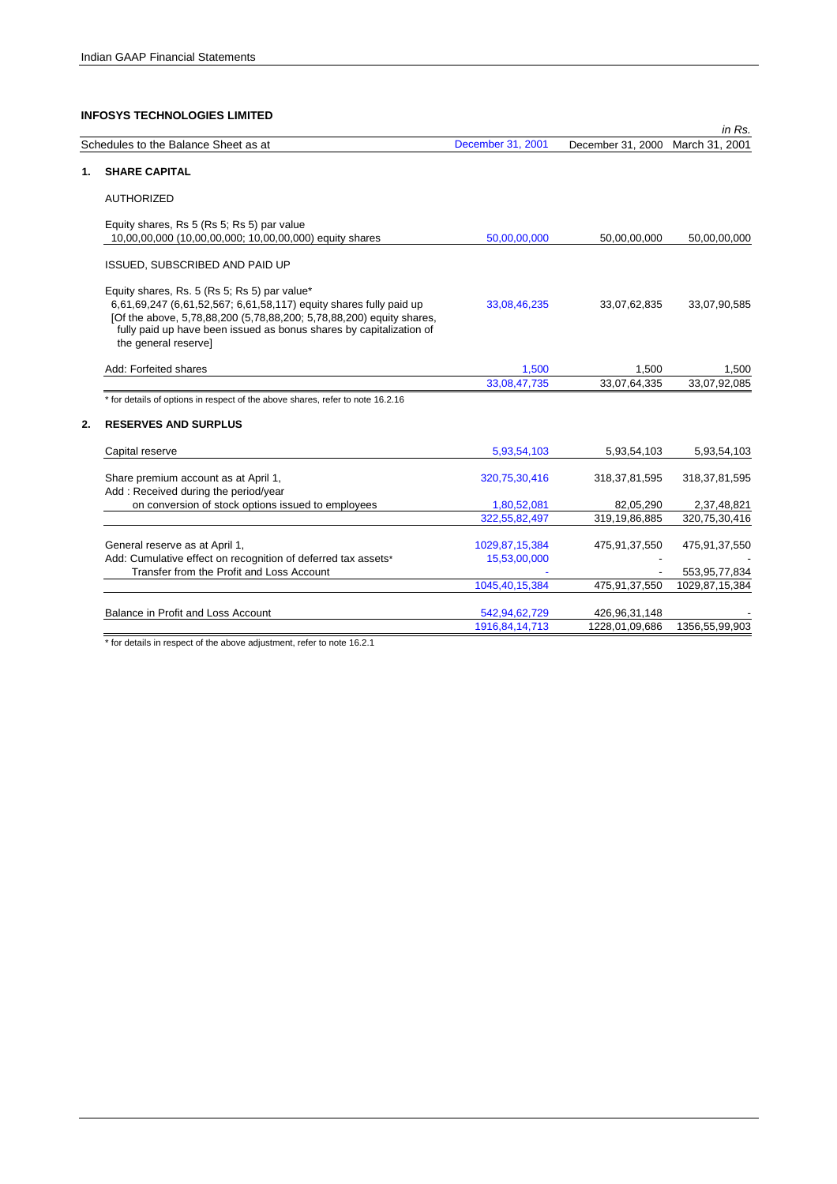## INFOSYS TECHNOLOGIES LIMITED

*in Rs.*

| Schedules to the Balance Sheet as at | December 31, 2001 | December 31, 2000 | March 31, 2001 |
|---|---|---|---|
| **1. SHARE CAPITAL** | | | |
| AUTHORIZED | | | |
| Equity shares, Rs 5 (Rs 5; Rs 5) par value<br>10,00,00,000 (10,00,00,000; 10,00,00,000) equity shares | 50,00,00,000 | 50,00,00,000 | 50,00,00,000 |
| ISSUED, SUBSCRIBED AND PAID UP | | | |
| Equity shares, Rs. 5 (Rs 5; Rs 5) par value*<br>6,61,69,247 (6,61,52,567; 6,61,58,117) equity shares fully paid up<br>[Of the above, 5,78,88,200 (5,78,88,200; 5,78,88,200) equity shares, fully paid up have been issued as bonus shares by capitalization of the general reserve] | 33,08,46,235 | 33,07,62,835 | 33,07,90,585 |
| Add: Forfeited shares | 1,500 | 1,500 | 1,500 |
| | 33,08,47,735 | 33,07,64,335 | 33,07,92,085 |

\* for details of options in respect of the above shares, refer to note 16.2.16

| | December 31, 2001 | December 31, 2000 | March 31, 2001 |
|---|---|---|---|
| **2. RESERVES AND SURPLUS** | | | |
| Capital reserve | 5,93,54,103 | 5,93,54,103 | 5,93,54,103 |
| Share premium account as at April 1, | 320,75,30,416 | 318,37,81,595 | 318,37,81,595 |
| Add : Received during the period/year on conversion of stock options issued to employees | 1,80,52,081 | 82,05,290 | 2,37,48,821 |
| | 322,55,82,497 | 319,19,86,885 | 320,75,30,416 |
| General reserve as at April 1, | 1029,87,15,384 | 475,91,37,550 | 475,91,37,550 |
| Add: Cumulative effect on recognition of deferred tax assets* | 15,53,00,000 | - | - |
| Transfer from the Profit and Loss Account | - | - | 553,95,77,834 |
| | 1045,40,15,384 | 475,91,37,550 | 1029,87,15,384 |
| Balance in Profit and Loss Account | 542,94,62,729 | 426,96,31,148 | - |
| | 1916,84,14,713 | 1228,01,09,686 | 1356,55,99,903 |

\* for details in respect of the above adjustment, refer to note 16.2.1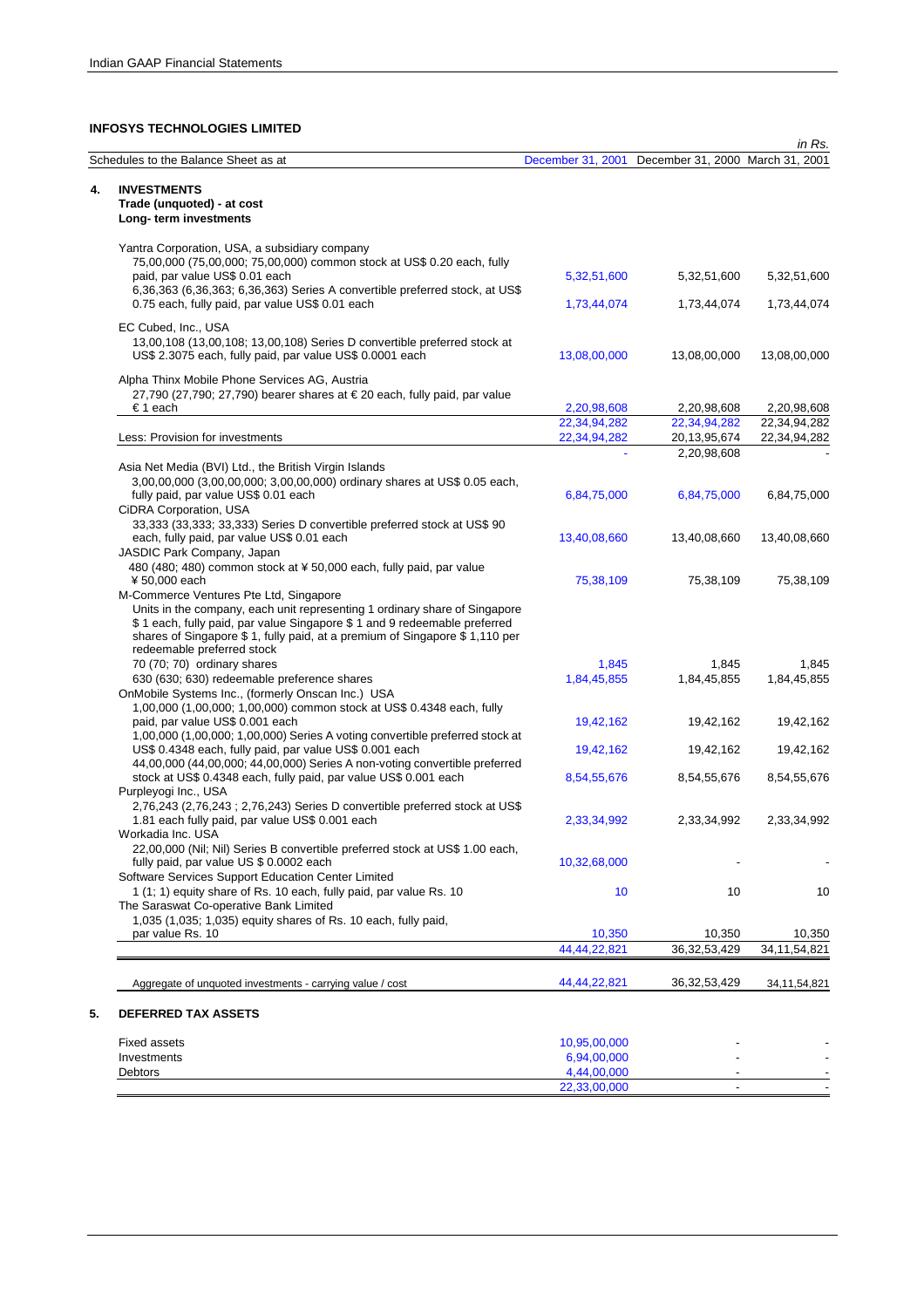## INFOSYS TECHNOLOGIES LIMITED

*in Rs.*

| Schedules to the Balance Sheet as at | December 31, 2001 | December 31, 2000 | March 31, 2001 |
|---|---|---|---|
| **4. INVESTMENTS** | | | |
| **Trade (unquoted) - at cost** | | | |
| **Long- term investments** | | | |
| Yantra Corporation, USA, a subsidiary company | | | |
| 75,00,000 (75,00,000; 75,00,000) common stock at US$ 0.20 each, fully paid, par value US$ 0.01 each | 5,32,51,600 | 5,32,51,600 | 5,32,51,600 |
| 6,36,363 (6,36,363; 6,36,363) Series A convertible preferred stock, at US$ 0.75 each, fully paid, par value US$ 0.01 each | 1,73,44,074 | 1,73,44,074 | 1,73,44,074 |
| EC Cubed, Inc., USA | | | |
| 13,00,108 (13,00,108; 13,00,108) Series D convertible preferred stock at US$ 2.3075 each, fully paid, par value US$ 0.0001 each | 13,08,00,000 | 13,08,00,000 | 13,08,00,000 |
| Alpha Thinx Mobile Phone Services AG, Austria | | | |
| 27,790 (27,790; 27,790) bearer shares at € 20 each, fully paid, par value € 1 each | 2,20,98,608 | 2,20,98,608 | 2,20,98,608 |
| | 22,34,94,282 | 22,34,94,282 | 22,34,94,282 |
| Less: Provision for investments | 22,34,94,282 | 20,13,95,674 | 22,34,94,282 |
| | - | 2,20,98,608 | - |
| Asia Net Media (BVI) Ltd., the British Virgin Islands | | | |
| 3,00,00,000 (3,00,00,000; 3,00,00,000) ordinary shares at US$ 0.05 each, fully paid, par value US$ 0.01 each | 6,84,75,000 | 6,84,75,000 | 6,84,75,000 |
| CiDRA Corporation, USA | | | |
| 33,333 (33,333; 33,333) Series D convertible preferred stock at US$ 90 each, fully paid, par value US$ 0.01 each | 13,40,08,660 | 13,40,08,660 | 13,40,08,660 |
| JASDIC Park Company, Japan | | | |
| 480 (480; 480) common stock at ¥ 50,000 each, fully paid, par value ¥ 50,000 each | 75,38,109 | 75,38,109 | 75,38,109 |
| M-Commerce Ventures Pte Ltd, Singapore | | | |
| Units in the company, each unit representing 1 ordinary share of Singapore $ 1 each, fully paid, par value Singapore $ 1 and 9 redeemable preferred shares of Singapore $ 1, fully paid, at a premium of Singapore $ 1,110 per redeemable preferred stock | | | |
| 70 (70; 70) ordinary shares | 1,845 | 1,845 | 1,845 |
| 630 (630; 630) redeemable preference shares | 1,84,45,855 | 1,84,45,855 | 1,84,45,855 |
| OnMobile Systems Inc., (formerly Onscan Inc.) USA | | | |
| 1,00,000 (1,00,000; 1,00,000) common stock at US$ 0.4348 each, fully paid, par value US$ 0.001 each | 19,42,162 | 19,42,162 | 19,42,162 |
| 1,00,000 (1,00,000; 1,00,000) Series A voting convertible preferred stock at US$ 0.4348 each, fully paid, par value US$ 0.001 each | 19,42,162 | 19,42,162 | 19,42,162 |
| 44,00,000 (44,00,000; 44,00,000) Series A non-voting convertible preferred stock at US$ 0.4348 each, fully paid, par value US$ 0.001 each | 8,54,55,676 | 8,54,55,676 | 8,54,55,676 |
| Purpleyogi Inc., USA | | | |
| 2,76,243 (2,76,243 ; 2,76,243) Series D convertible preferred stock at US$ 1.81 each fully paid, par value US$ 0.001 each | 2,33,34,992 | 2,33,34,992 | 2,33,34,992 |
| Workadia Inc. USA | | | |
| 22,00,000 (Nil; Nil) Series B convertible preferred stock at US$ 1.00 each, fully paid, par value US $ 0.0002 each | 10,32,68,000 | - | - |
| Software Services Support Education Center Limited | | | |
| 1 (1; 1) equity share of Rs. 10 each, fully paid, par value Rs. 10 | 10 | 10 | 10 |
| The Saraswat Co-operative Bank Limited | | | |
| 1,035 (1,035; 1,035) equity shares of Rs. 10 each, fully paid, par value Rs. 10 | 10,350 | 10,350 | 10,350 |
| | 44,44,22,821 | 36,32,53,429 | 34,11,54,821 |
| Aggregate of unquoted investments - carrying value / cost | 44,44,22,821 | 36,32,53,429 | 34,11,54,821 |

| **5. DEFERRED TAX ASSETS** | December 31, 2001 | December 31, 2000 | March 31, 2001 |
|---|---|---|---|
| Fixed assets | 10,95,00,000 | - | - |
| Investments | 6,94,00,000 | - | - |
| Debtors | 4,44,00,000 | - | - |
| | 22,33,00,000 | - | - |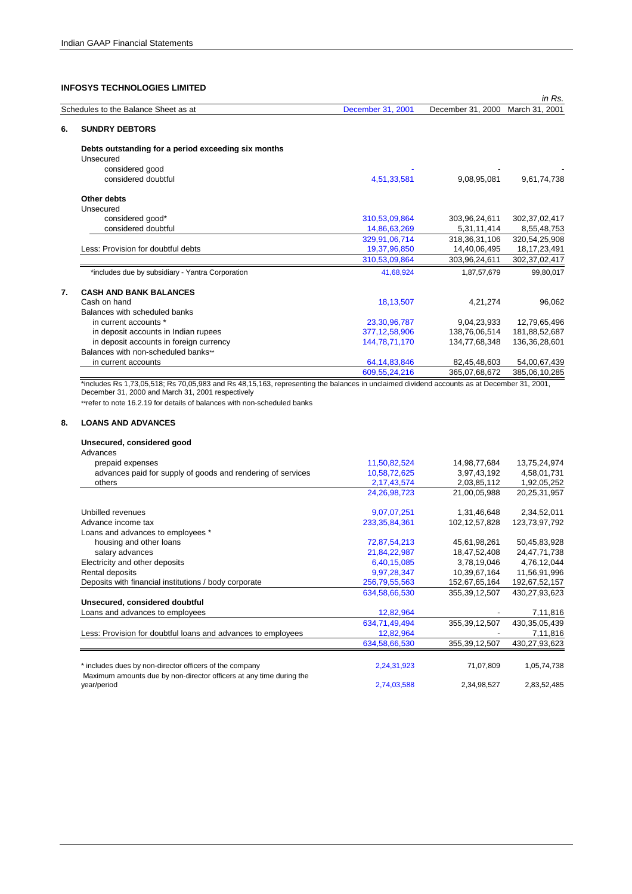## INFOSYS TECHNOLOGIES LIMITED

*in Rs.*

| Schedules to the Balance Sheet as at | December 31, 2001 | December 31, 2000 | March 31, 2001 |
|---|---|---|---|
| **6. SUNDRY DEBTORS** | | | |
| **Debts outstanding for a period exceeding six months** | | | |
| Unsecured | | | |
| considered good | - | - | - |
| considered doubtful | 4,51,33,581 | 9,08,95,081 | 9,61,74,738 |
| **Other debts** | | | |
| Unsecured | | | |
| considered good* | 310,53,09,864 | 303,96,24,611 | 302,37,02,417 |
| considered doubtful | 14,86,63,269 | 5,31,11,414 | 8,55,48,753 |
| | 329,91,06,714 | 318,36,31,106 | 320,54,25,908 |
| Less: Provision for doubtful debts | 19,37,96,850 | 14,40,06,495 | 18,17,23,491 |
| | 310,53,09,864 | 303,96,24,611 | 302,37,02,417 |
| *includes due by subsidiary - Yantra Corporation | 41,68,924 | 1,87,57,679 | 99,80,017 |
| **7. CASH AND BANK BALANCES** | | | |
| Cash on hand | 18,13,507 | 4,21,274 | 96,062 |
| Balances with scheduled banks | | | |
| in current accounts * | 23,30,96,787 | 9,04,23,933 | 12,79,65,496 |
| in deposit accounts in Indian rupees | 377,12,58,906 | 138,76,06,514 | 181,88,52,687 |
| in deposit accounts in foreign currency | 144,78,71,170 | 134,77,68,348 | 136,36,28,601 |
| Balances with non-scheduled banks** | | | |
| in current accounts | 64,14,83,846 | 82,45,48,603 | 54,00,67,439 |
| | 609,55,24,216 | 365,07,68,672 | 385,06,10,285 |

*includes Rs 1,73,05,518; Rs 70,05,983 and Rs 48,15,163, representing the balances in unclaimed dividend accounts as at December 31, 2001, December 31, 2000 and March 31, 2001 respectively

**refer to note 16.2.19 for details of balances with non-scheduled banks

| Schedules to the Balance Sheet as at | December 31, 2001 | December 31, 2000 | March 31, 2001 |
|---|---|---|---|
| **8. LOANS AND ADVANCES** | | | |
| **Unsecured, considered good** | | | |
| Advances | | | |
| prepaid expenses | 11,50,82,524 | 14,98,77,684 | 13,75,24,974 |
| advances paid for supply of goods and rendering of services | 10,58,72,625 | 3,97,43,192 | 4,58,01,731 |
| others | 2,17,43,574 | 2,03,85,112 | 1,92,05,252 |
| | 24,26,98,723 | 21,00,05,988 | 20,25,31,957 |
| Unbilled revenues | 9,07,07,251 | 1,31,46,648 | 2,34,52,011 |
| Advance income tax | 233,35,84,361 | 102,12,57,828 | 123,73,97,792 |
| Loans and advances to employees * | | | |
| housing and other loans | 72,87,54,213 | 45,61,98,261 | 50,45,83,928 |
| salary advances | 21,84,22,987 | 18,47,52,408 | 24,47,71,738 |
| Electricity and other deposits | 6,40,15,085 | 3,78,19,046 | 4,76,12,044 |
| Rental deposits | 9,97,28,347 | 10,39,67,164 | 11,56,91,996 |
| Deposits with financial institutions / body corporate | 256,79,55,563 | 152,67,65,164 | 192,67,52,157 |
| | 634,58,66,530 | 355,39,12,507 | 430,27,93,623 |
| **Unsecured, considered doubtful** | | | |
| Loans and advances to employees | 12,82,964 | - | 7,11,816 |
| | 634,71,49,494 | 355,39,12,507 | 430,35,05,439 |
| Less: Provision for doubtful loans and advances to employees | 12,82,964 | - | 7,11,816 |
| | 634,58,66,530 | 355,39,12,507 | 430,27,93,623 |
| * includes dues by non-director officers of the company | 2,24,31,923 | 71,07,809 | 1,05,74,738 |
| Maximum amounts due by non-director officers at any time during the year/period | 2,74,03,588 | 2,34,98,527 | 2,83,52,485 |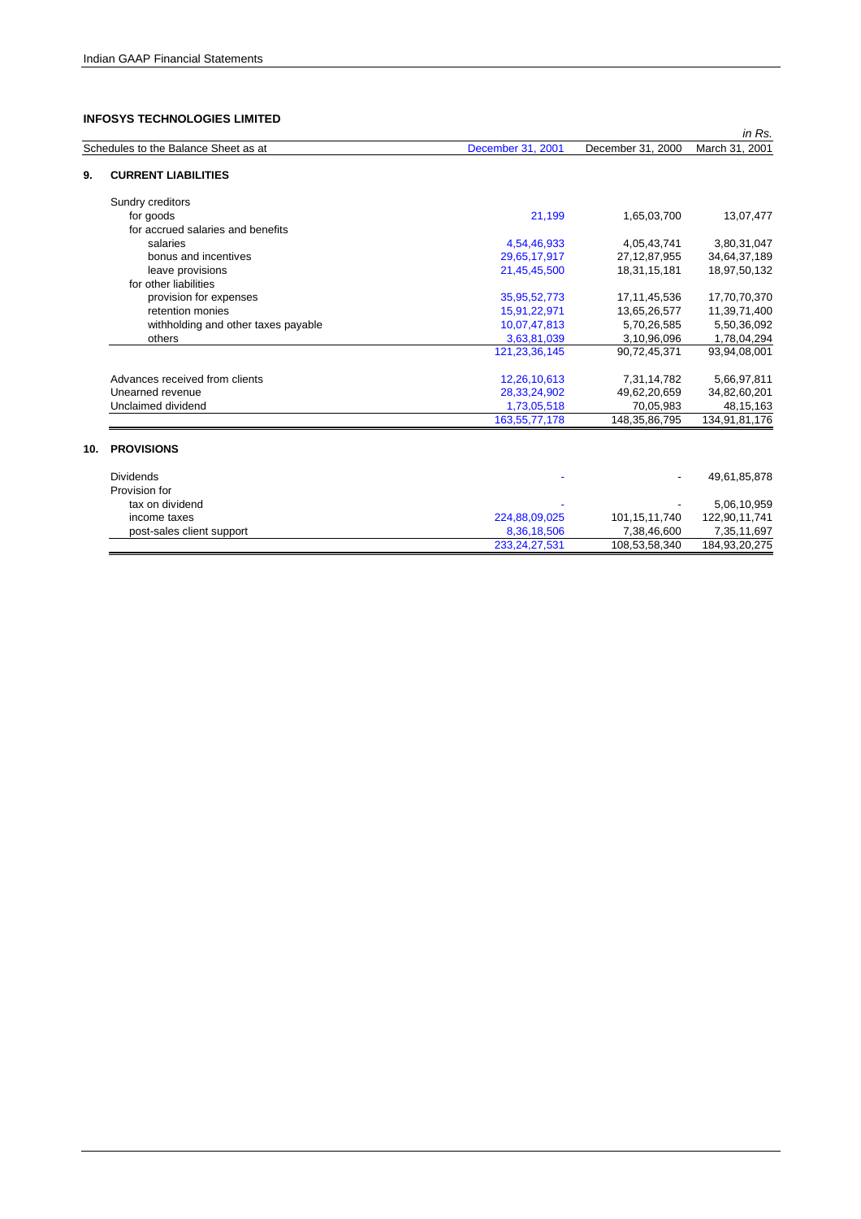## INFOSYS TECHNOLOGIES LIMITED

*in Rs.*

| Schedules to the Balance Sheet as at | December 31, 2001 | December 31, 2000 | March 31, 2001 |
|---|---|---|---|
| **9. CURRENT LIABILITIES** | | | |
| Sundry creditors | | | |
| for goods | 21,199 | 1,65,03,700 | 13,07,477 |
| for accrued salaries and benefits | | | |
| salaries | 4,54,46,933 | 4,05,43,741 | 3,80,31,047 |
| bonus and incentives | 29,65,17,917 | 27,12,87,955 | 34,64,37,189 |
| leave provisions | 21,45,45,500 | 18,31,15,181 | 18,97,50,132 |
| for other liabilities | | | |
| provision for expenses | 35,95,52,773 | 17,11,45,536 | 17,70,70,370 |
| retention monies | 15,91,22,971 | 13,65,26,577 | 11,39,71,400 |
| withholding and other taxes payable | 10,07,47,813 | 5,70,26,585 | 5,50,36,092 |
| others | 3,63,81,039 | 3,10,96,096 | 1,78,04,294 |
| | 121,23,36,145 | 90,72,45,371 | 93,94,08,001 |
| Advances received from clients | 12,26,10,613 | 7,31,14,782 | 5,66,97,811 |
| Unearned revenue | 28,33,24,902 | 49,62,20,659 | 34,82,60,201 |
| Unclaimed dividend | 1,73,05,518 | 70,05,983 | 48,15,163 |
| | 163,55,77,178 | 148,35,86,795 | 134,91,81,176 |
| **10. PROVISIONS** | | | |
| Dividends | - | - | 49,61,85,878 |
| Provision for | | | |
| tax on dividend | - | - | 5,06,10,959 |
| income taxes | 224,88,09,025 | 101,15,11,740 | 122,90,11,741 |
| post-sales client support | 8,36,18,506 | 7,38,46,600 | 7,35,11,697 |
| | 233,24,27,531 | 108,53,58,340 | 184,93,20,275 |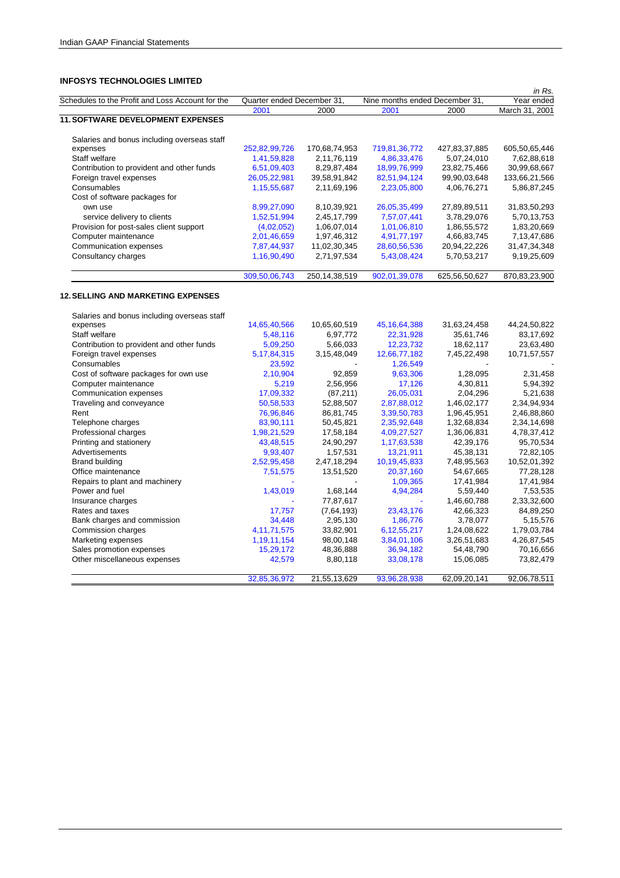## INFOSYS TECHNOLOGIES LIMITED

*in Rs.*

| Schedules to the Profit and Loss Account for the | Quarter ended December 31, | | Nine months ended December 31, | | Year ended |
|---|---|---|---|---|---|
| | 2001 | 2000 | 2001 | 2000 | March 31, 2001 |
| **11. SOFTWARE DEVELOPMENT EXPENSES** | | | | | |
| Salaries and bonus including overseas staff expenses | 252,82,99,726 | 170,68,74,953 | 719,81,36,772 | 427,83,37,885 | 605,50,65,446 |
| Staff welfare | 1,41,59,828 | 2,11,76,119 | 4,86,33,476 | 5,07,24,010 | 7,62,88,618 |
| Contribution to provident and other funds | 6,51,09,403 | 8,29,87,484 | 18,99,76,999 | 23,82,75,466 | 30,99,68,667 |
| Foreign travel expenses | 26,05,22,981 | 39,58,91,842 | 82,51,94,124 | 99,90,03,648 | 133,66,21,566 |
| Consumables | 1,15,55,687 | 2,11,69,196 | 2,23,05,800 | 4,06,76,271 | 5,86,87,245 |
| Cost of software packages for | | | | | |
| own use | 8,99,27,090 | 8,10,39,921 | 26,05,35,499 | 27,89,89,511 | 31,83,50,293 |
| service delivery to clients | 1,52,51,994 | 2,45,17,799 | 7,57,07,441 | 3,78,29,076 | 5,70,13,753 |
| Provision for post-sales client support | (4,02,052) | 1,06,07,014 | 1,01,06,810 | 1,86,55,572 | 1,83,20,669 |
| Computer maintenance | 2,01,46,659 | 1,97,46,312 | 4,91,77,197 | 4,66,83,745 | 7,13,47,686 |
| Communication expenses | 7,87,44,937 | 11,02,30,345 | 28,60,56,536 | 20,94,22,226 | 31,47,34,348 |
| Consultancy charges | 1,16,90,490 | 2,71,97,534 | 5,43,08,424 | 5,70,53,217 | 9,19,25,609 |
| | 309,50,06,743 | 250,14,38,519 | 902,01,39,078 | 625,56,50,627 | 870,83,23,900 |
| **12. SELLING AND MARKETING EXPENSES** | | | | | |
| Salaries and bonus including overseas staff expenses | 14,65,40,566 | 10,65,60,519 | 45,16,64,388 | 31,63,24,458 | 44,24,50,822 |
| Staff welfare | 5,48,116 | 6,97,772 | 22,31,928 | 35,61,746 | 83,17,692 |
| Contribution to provident and other funds | 5,09,250 | 5,66,033 | 12,23,732 | 18,62,117 | 23,63,480 |
| Foreign travel expenses | 5,17,84,315 | 3,15,48,049 | 12,66,77,182 | 7,45,22,498 | 10,71,57,557 |
| Consumables | 23,592 | - | 1,26,549 | - | - |
| Cost of software packages for own use | 2,10,904 | 92,859 | 9,63,306 | 1,28,095 | 2,31,458 |
| Computer maintenance | 5,219 | 2,56,956 | 17,126 | 4,30,811 | 5,94,392 |
| Communication expenses | 17,09,332 | (87,211) | 26,05,031 | 2,04,296 | 5,21,638 |
| Traveling and conveyance | 50,58,533 | 52,88,507 | 2,87,88,012 | 1,46,02,177 | 2,34,94,934 |
| Rent | 76,96,846 | 86,81,745 | 3,39,50,783 | 1,96,45,951 | 2,46,88,860 |
| Telephone charges | 83,90,111 | 50,45,821 | 2,35,92,648 | 1,32,68,834 | 2,34,14,698 |
| Professional charges | 1,98,21,529 | 17,58,184 | 4,09,27,527 | 1,36,06,831 | 4,78,37,412 |
| Printing and stationery | 43,48,515 | 24,90,297 | 1,17,63,538 | 42,39,176 | 95,70,534 |
| Advertisements | 9,93,407 | 1,57,531 | 13,21,911 | 45,38,131 | 72,82,105 |
| Brand building | 2,52,95,458 | 2,47,18,294 | 10,19,45,833 | 7,48,95,563 | 10,52,01,392 |
| Office maintenance | 7,51,575 | 13,51,520 | 20,37,160 | 54,67,665 | 77,28,128 |
| Repairs to plant and machinery | - | - | 1,09,365 | 17,41,984 | 17,41,984 |
| Power and fuel | 1,43,019 | 1,68,144 | 4,94,284 | 5,59,440 | 7,53,535 |
| Insurance charges | - | 77,87,617 | - | 1,46,60,788 | 2,33,32,600 |
| Rates and taxes | 17,757 | (7,64,193) | 23,43,176 | 42,66,323 | 84,89,250 |
| Bank charges and commission | 34,448 | 2,95,130 | 1,86,776 | 3,78,077 | 5,15,576 |
| Commission charges | 4,11,71,575 | 33,82,901 | 6,12,55,217 | 1,24,08,622 | 1,79,03,784 |
| Marketing expenses | 1,19,11,154 | 98,00,148 | 3,84,01,106 | 3,26,51,683 | 4,26,87,545 |
| Sales promotion expenses | 15,29,172 | 48,36,888 | 36,94,182 | 54,48,790 | 70,16,656 |
| Other miscellaneous expenses | 42,579 | 8,80,118 | 33,08,178 | 15,06,085 | 73,82,479 |
| | 32,85,36,972 | 21,55,13,629 | 93,96,28,938 | 62,09,20,141 | 92,06,78,511 |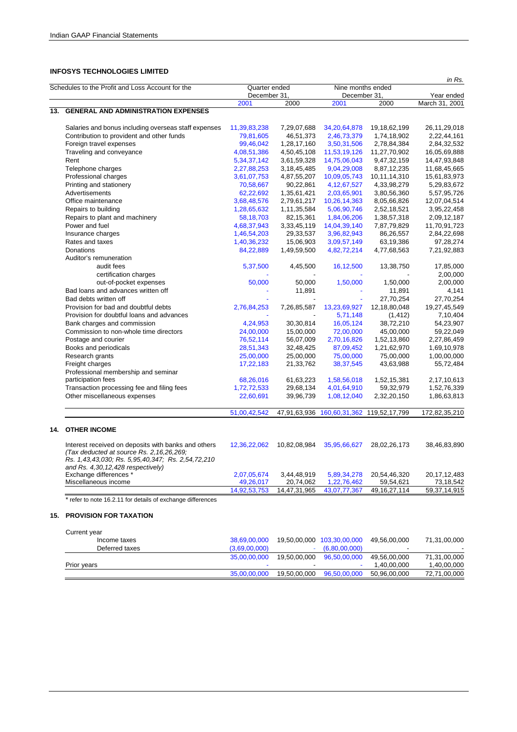## INFOSYS TECHNOLOGIES LIMITED

*in Rs.*

| Schedules to the Profit and Loss Account for the | Quarter ended December 31, 2001 | Quarter ended December 31, 2000 | Nine months ended December 31, 2001 | Nine months ended December 31, 2000 | Year ended March 31, 2001 |
|---|---|---|---|---|---|
| **13. GENERAL AND ADMINISTRATION EXPENSES** | | | | | |
| Salaries and bonus including overseas staff expenses | 11,39,83,238 | 7,29,07,688 | 34,20,64,878 | 19,18,62,199 | 26,11,29,018 |
| Contribution to provident and other funds | 79,81,605 | 46,51,373 | 2,46,73,379 | 1,74,18,902 | 2,22,44,161 |
| Foreign travel expenses | 99,46,042 | 1,28,17,160 | 3,50,31,506 | 2,78,84,384 | 2,84,32,532 |
| Traveling and conveyance | 4,08,51,386 | 4,50,45,108 | 11,53,19,126 | 11,27,70,902 | 16,05,69,888 |
| Rent | 5,34,37,142 | 3,61,59,328 | 14,75,06,043 | 9,47,32,159 | 14,47,93,848 |
| Telephone charges | 2,27,88,253 | 3,18,45,485 | 9,04,29,008 | 8,87,12,235 | 11,68,45,665 |
| Professional charges | 3,61,07,753 | 4,87,55,207 | 10,09,05,743 | 10,11,14,310 | 15,61,83,973 |
| Printing and stationery | 70,58,667 | 90,22,861 | 4,12,67,527 | 4,33,98,279 | 5,29,83,672 |
| Advertisements | 62,22,692 | 1,35,61,421 | 2,03,65,901 | 3,80,56,360 | 5,57,95,726 |
| Office maintenance | 3,68,48,576 | 2,79,61,217 | 10,26,14,363 | 8,05,66,826 | 12,07,04,514 |
| Repairs to building | 1,28,65,632 | 1,11,35,584 | 5,06,90,746 | 2,52,18,521 | 3,95,22,458 |
| Repairs to plant and machinery | 58,18,703 | 82,15,361 | 1,84,06,206 | 1,38,57,318 | 2,09,12,187 |
| Power and fuel | 4,68,37,943 | 3,33,45,119 | 14,04,39,140 | 7,87,79,829 | 11,70,91,723 |
| Insurance charges | 1,46,54,203 | 29,33,537 | 3,96,82,943 | 86,26,557 | 2,84,22,698 |
| Rates and taxes | 1,40,36,232 | 15,06,903 | 3,09,57,149 | 63,19,386 | 97,28,274 |
| Donations | 84,22,889 | 1,49,59,500 | 4,82,72,214 | 4,77,68,563 | 7,21,92,883 |
| Auditor's remuneration | | | | | |
| audit fees | 5,37,500 | 4,45,500 | 16,12,500 | 13,38,750 | 17,85,000 |
| certification charges | - | - | - | - | 2,00,000 |
| out-of-pocket expenses | 50,000 | 50,000 | 1,50,000 | 1,50,000 | 2,00,000 |
| Bad loans and advances written off | - | 11,891 | - | 11,891 | 4,141 |
| Bad debts written off | - | - | - | 27,70,254 | 27,70,254 |
| Provision for bad and doubtful debts | 2,76,84,253 | 7,26,85,587 | 13,23,69,927 | 12,18,80,048 | 19,27,45,549 |
| Provision for doubtful loans and advances | - | - | 5,71,148 | (1,412) | 7,10,404 |
| Bank charges and commission | 4,24,953 | 30,30,814 | 16,05,124 | 38,72,210 | 54,23,907 |
| Commission to non-whole time directors | 24,00,000 | 15,00,000 | 72,00,000 | 45,00,000 | 59,22,049 |
| Postage and courier | 76,52,114 | 56,07,009 | 2,70,16,826 | 1,52,13,860 | 2,27,86,459 |
| Books and periodicals | 28,51,343 | 32,48,425 | 87,09,452 | 1,21,62,970 | 1,69,10,978 |
| Research grants | 25,00,000 | 25,00,000 | 75,00,000 | 75,00,000 | 1,00,00,000 |
| Freight charges | 17,22,183 | 21,33,762 | 38,37,545 | 43,63,988 | 55,72,484 |
| Professional membership and seminar participation fees | 68,26,016 | 61,63,223 | 1,58,56,018 | 1,52,15,381 | 2,17,10,613 |
| Transaction processing fee and filing fees | 1,72,72,533 | 29,68,134 | 4,01,64,910 | 59,32,979 | 1,52,76,339 |
| Other miscellaneous expenses | 22,60,691 | 39,96,739 | 1,08,12,040 | 2,32,20,150 | 1,86,63,813 |
| | 51,00,42,542 | 47,91,63,936 | 160,60,31,362 | 119,52,17,799 | 172,82,35,210 |
| **14. OTHER INCOME** | | | | | |
| Interest received on deposits with banks and others *(Tax deducted at source Rs. 2,16,26,269; Rs. 1,43,43,030; Rs. 5,95,40,347; Rs. 2,54,72,210 and Rs. 4,30,12,428 respectively)* | 12,36,22,062 | 10,82,08,984 | 35,95,66,627 | 28,02,26,173 | 38,46,83,890 |
| Exchange differences * | 2,07,05,674 | 3,44,48,919 | 5,89,34,278 | 20,54,46,320 | 20,17,12,483 |
| Miscellaneous income | 49,26,017 | 20,74,062 | 1,22,76,462 | 59,54,621 | 73,18,542 |
| | 14,92,53,753 | 14,47,31,965 | 43,07,77,367 | 49,16,27,114 | 59,37,14,915 |

* refer to note 16.2.11 for details of exchange differences

| **15. PROVISION FOR TAXATION** | Quarter ended December 31, 2001 | Quarter ended December 31, 2000 | Nine months ended December 31, 2001 | Nine months ended December 31, 2000 | Year ended March 31, 2001 |
|---|---|---|---|---|---|
| Current year | | | | | |
| Income taxes | 38,69,00,000 | 19,50,00,000 | 103,30,00,000 | 49,56,00,000 | 71,31,00,000 |
| Deferred taxes | (3,69,00,000) | - | (6,80,00,000) | - | - |
| | 35,00,00,000 | 19,50,00,000 | 96,50,00,000 | 49,56,00,000 | 71,31,00,000 |
| Prior years | - | - | - | 1,40,00,000 | 1,40,00,000 |
| | 35,00,00,000 | 19,50,00,000 | 96,50,00,000 | 50,96,00,000 | 72,71,00,000 |